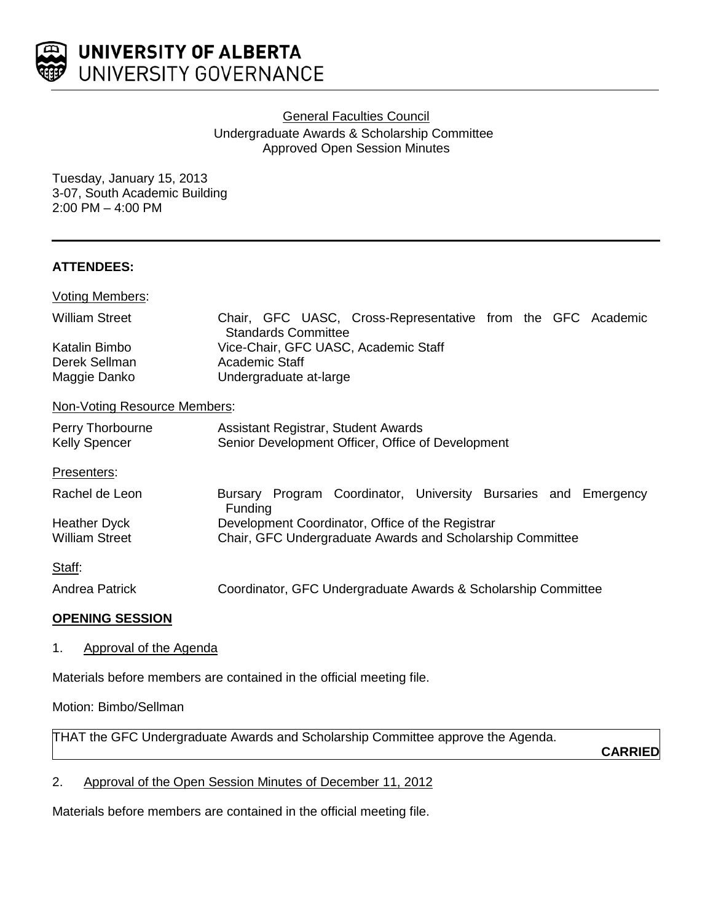**UNIVERSITY OF ALBERTA**
UNIVERSITY GOVERNANCE

General Faculties Council
Undergraduate Awards & Scholarship Committee
Approved Open Session Minutes

Tuesday, January 15, 2013
3-07, South Academic Building
2:00 PM – 4:00 PM

---

**ATTENDEES:**

Voting Members:

| | |
|---|---|
| William Street | Chair, GFC UASC, Cross-Representative from the GFC Academic Standards Committee |
| Katalin Bimbo | Vice-Chair, GFC UASC, Academic Staff |
| Derek Sellman | Academic Staff |
| Maggie Danko | Undergraduate at-large |

Non-Voting Resource Members:

| | |
|---|---|
| Perry Thorbourne | Assistant Registrar, Student Awards |
| Kelly Spencer | Senior Development Officer, Office of Development |

Presenters:

| | |
|---|---|
| Rachel de Leon | Bursary Program Coordinator, University Bursaries and Emergency Funding |
| Heather Dyck | Development Coordinator, Office of the Registrar |
| William Street | Chair, GFC Undergraduate Awards and Scholarship Committee |

Staff:

| | |
|---|---|
| Andrea Patrick | Coordinator, GFC Undergraduate Awards & Scholarship Committee |

**OPENING SESSION**

1. Approval of the Agenda

Materials before members are contained in the official meeting file.

Motion: Bimbo/Sellman

THAT the GFC Undergraduate Awards and Scholarship Committee approve the Agenda.

**CARRIED**

2. Approval of the Open Session Minutes of December 11, 2012

Materials before members are contained in the official meeting file.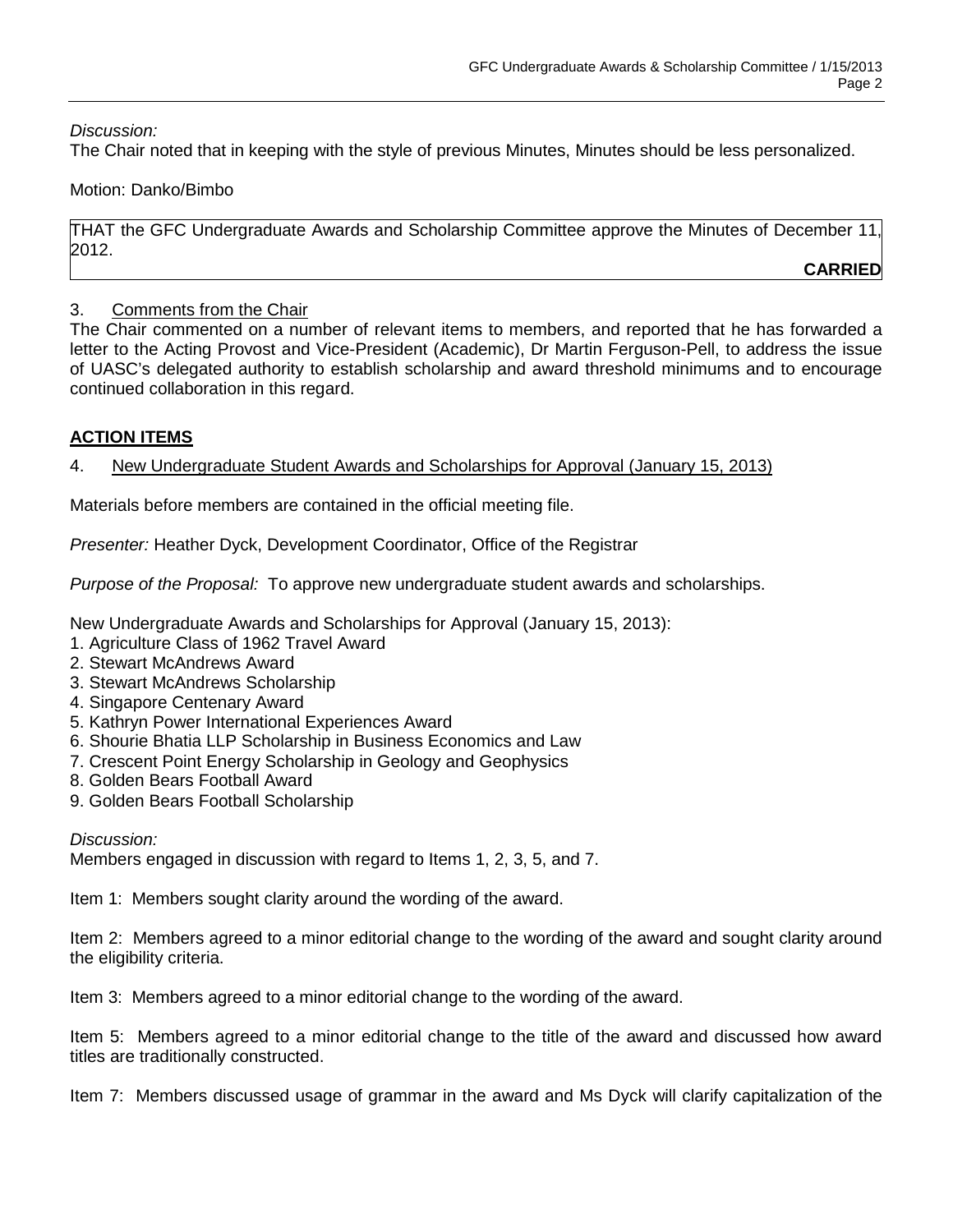*Discussion:*
The Chair noted that in keeping with the style of previous Minutes, Minutes should be less personalized.

Motion: Danko/Bimbo

THAT the GFC Undergraduate Awards and Scholarship Committee approve the Minutes of December 11, 2012.

**CARRIED**

3. Comments from the Chair

The Chair commented on a number of relevant items to members, and reported that he has forwarded a letter to the Acting Provost and Vice-President (Academic), Dr Martin Ferguson-Pell, to address the issue of UASC's delegated authority to establish scholarship and award threshold minimums and to encourage continued collaboration in this regard.

## ACTION ITEMS

4. New Undergraduate Student Awards and Scholarships for Approval (January 15, 2013)

Materials before members are contained in the official meeting file.

*Presenter:* Heather Dyck, Development Coordinator, Office of the Registrar

*Purpose of the Proposal:* To approve new undergraduate student awards and scholarships.

New Undergraduate Awards and Scholarships for Approval (January 15, 2013):
1. Agriculture Class of 1962 Travel Award
2. Stewart McAndrews Award
3. Stewart McAndrews Scholarship
4. Singapore Centenary Award
5. Kathryn Power International Experiences Award
6. Shourie Bhatia LLP Scholarship in Business Economics and Law
7. Crescent Point Energy Scholarship in Geology and Geophysics
8. Golden Bears Football Award
9. Golden Bears Football Scholarship

*Discussion:*
Members engaged in discussion with regard to Items 1, 2, 3, 5, and 7.

Item 1: Members sought clarity around the wording of the award.

Item 2: Members agreed to a minor editorial change to the wording of the award and sought clarity around the eligibility criteria.

Item 3: Members agreed to a minor editorial change to the wording of the award.

Item 5: Members agreed to a minor editorial change to the title of the award and discussed how award titles are traditionally constructed.

Item 7: Members discussed usage of grammar in the award and Ms Dyck will clarify capitalization of the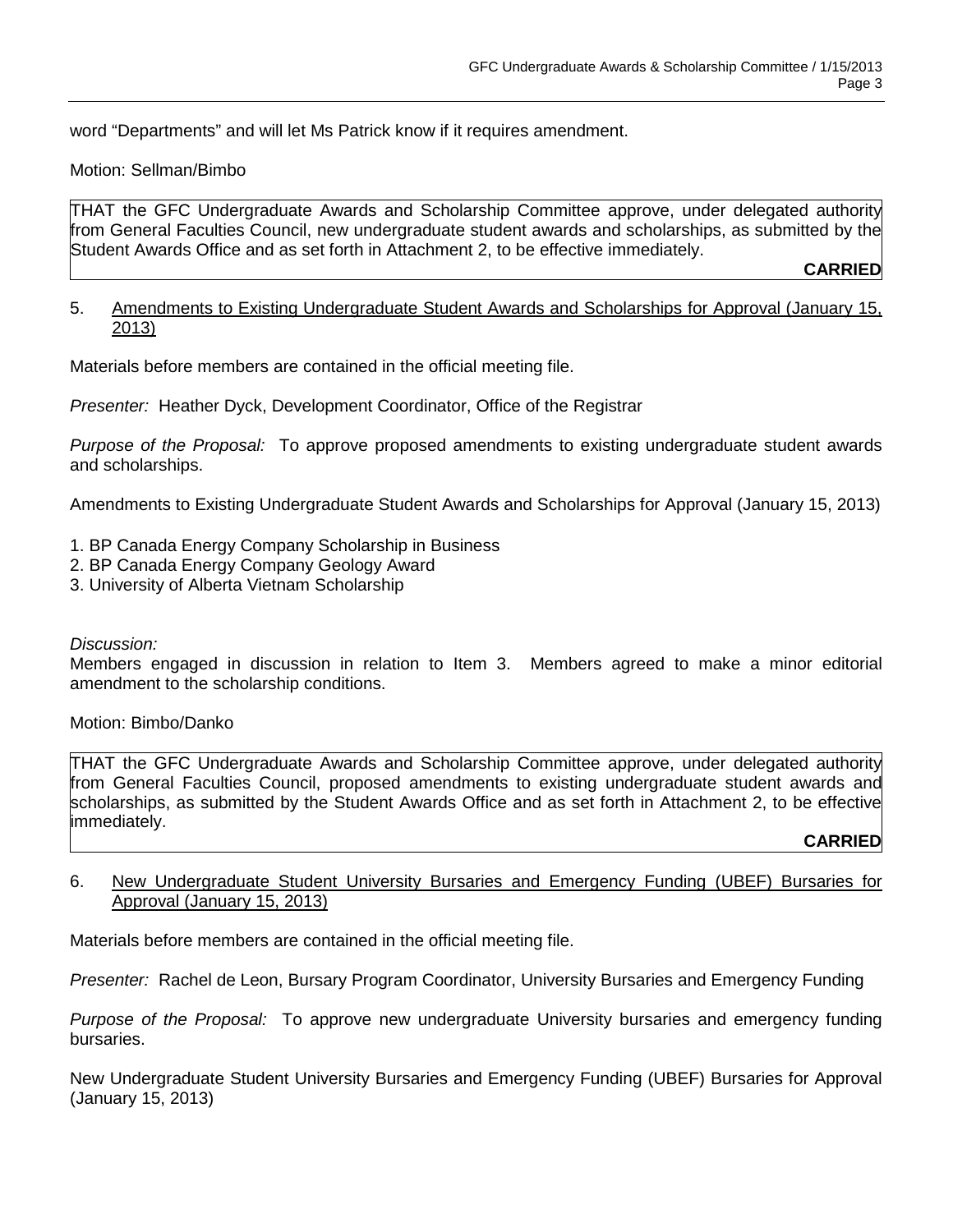word “Departments” and will let Ms Patrick know if it requires amendment.

Motion: Sellman/Bimbo

THAT the GFC Undergraduate Awards and Scholarship Committee approve, under delegated authority from General Faculties Council, new undergraduate student awards and scholarships, as submitted by the Student Awards Office and as set forth in Attachment 2, to be effective immediately.

**CARRIED**

5. Amendments to Existing Undergraduate Student Awards and Scholarships for Approval (January 15, 2013)

Materials before members are contained in the official meeting file.

*Presenter:* Heather Dyck, Development Coordinator, Office of the Registrar

*Purpose of the Proposal:* To approve proposed amendments to existing undergraduate student awards and scholarships.

Amendments to Existing Undergraduate Student Awards and Scholarships for Approval (January 15, 2013)

1. BP Canada Energy Company Scholarship in Business
2. BP Canada Energy Company Geology Award
3. University of Alberta Vietnam Scholarship

*Discussion:*
Members engaged in discussion in relation to Item 3. Members agreed to make a minor editorial amendment to the scholarship conditions.

Motion: Bimbo/Danko

THAT the GFC Undergraduate Awards and Scholarship Committee approve, under delegated authority from General Faculties Council, proposed amendments to existing undergraduate student awards and scholarships, as submitted by the Student Awards Office and as set forth in Attachment 2, to be effective immediately.

**CARRIED**

6. New Undergraduate Student University Bursaries and Emergency Funding (UBEF) Bursaries for Approval (January 15, 2013)

Materials before members are contained in the official meeting file.

*Presenter:* Rachel de Leon, Bursary Program Coordinator, University Bursaries and Emergency Funding

*Purpose of the Proposal:* To approve new undergraduate University bursaries and emergency funding bursaries.

New Undergraduate Student University Bursaries and Emergency Funding (UBEF) Bursaries for Approval (January 15, 2013)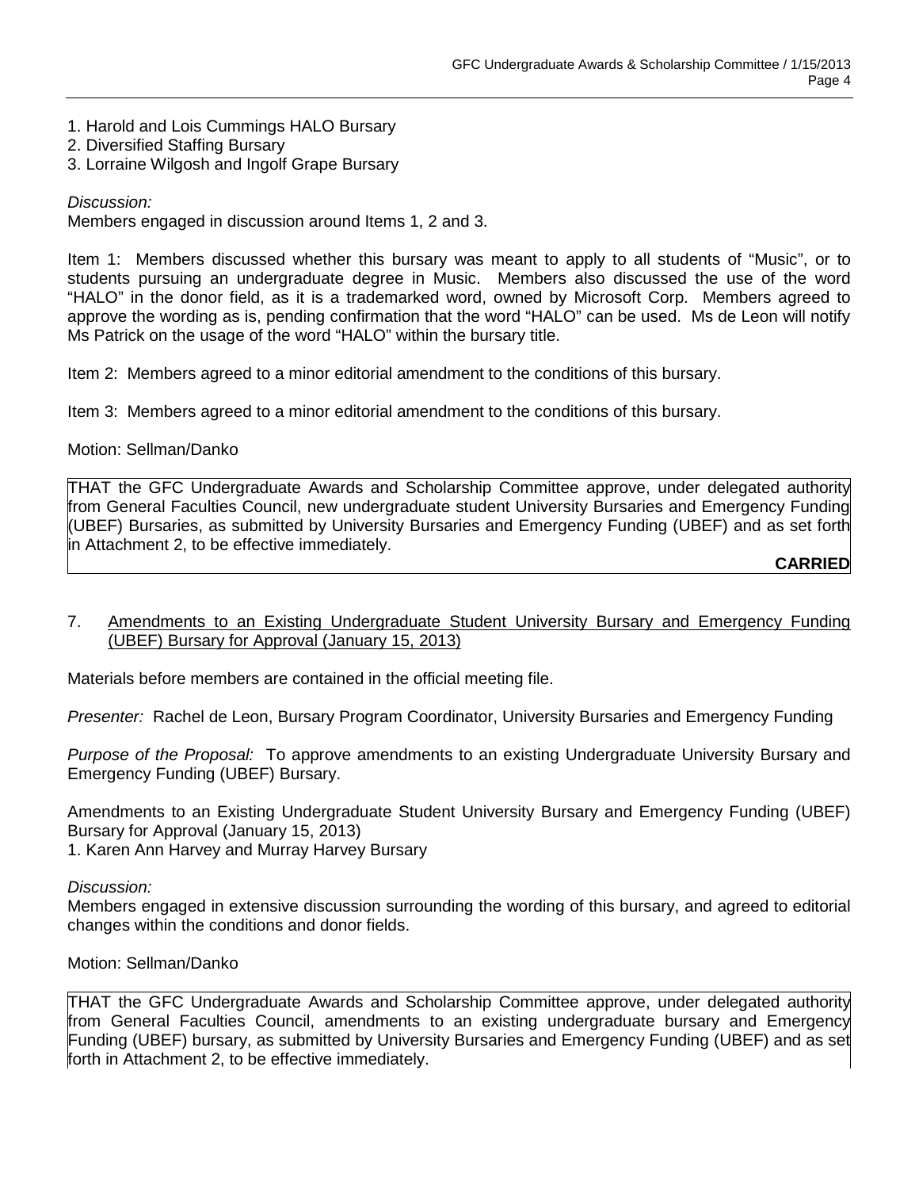1. Harold and Lois Cummings HALO Bursary
2. Diversified Staffing Bursary
3. Lorraine Wilgosh and Ingolf Grape Bursary

*Discussion:*
Members engaged in discussion around Items 1, 2 and 3.

Item 1: Members discussed whether this bursary was meant to apply to all students of "Music", or to students pursuing an undergraduate degree in Music. Members also discussed the use of the word "HALO" in the donor field, as it is a trademarked word, owned by Microsoft Corp. Members agreed to approve the wording as is, pending confirmation that the word "HALO" can be used. Ms de Leon will notify Ms Patrick on the usage of the word "HALO" within the bursary title.

Item 2: Members agreed to a minor editorial amendment to the conditions of this bursary.

Item 3: Members agreed to a minor editorial amendment to the conditions of this bursary.

Motion: Sellman/Danko

THAT the GFC Undergraduate Awards and Scholarship Committee approve, under delegated authority from General Faculties Council, new undergraduate student University Bursaries and Emergency Funding (UBEF) Bursaries, as submitted by University Bursaries and Emergency Funding (UBEF) and as set forth in Attachment 2, to be effective immediately.

**CARRIED**

7. Amendments to an Existing Undergraduate Student University Bursary and Emergency Funding (UBEF) Bursary for Approval (January 15, 2013)

Materials before members are contained in the official meeting file.

*Presenter:* Rachel de Leon, Bursary Program Coordinator, University Bursaries and Emergency Funding

*Purpose of the Proposal:* To approve amendments to an existing Undergraduate University Bursary and Emergency Funding (UBEF) Bursary.

Amendments to an Existing Undergraduate Student University Bursary and Emergency Funding (UBEF) Bursary for Approval (January 15, 2013)
1. Karen Ann Harvey and Murray Harvey Bursary

*Discussion:*
Members engaged in extensive discussion surrounding the wording of this bursary, and agreed to editorial changes within the conditions and donor fields.

Motion: Sellman/Danko

THAT the GFC Undergraduate Awards and Scholarship Committee approve, under delegated authority from General Faculties Council, amendments to an existing undergraduate bursary and Emergency Funding (UBEF) bursary, as submitted by University Bursaries and Emergency Funding (UBEF) and as set forth in Attachment 2, to be effective immediately.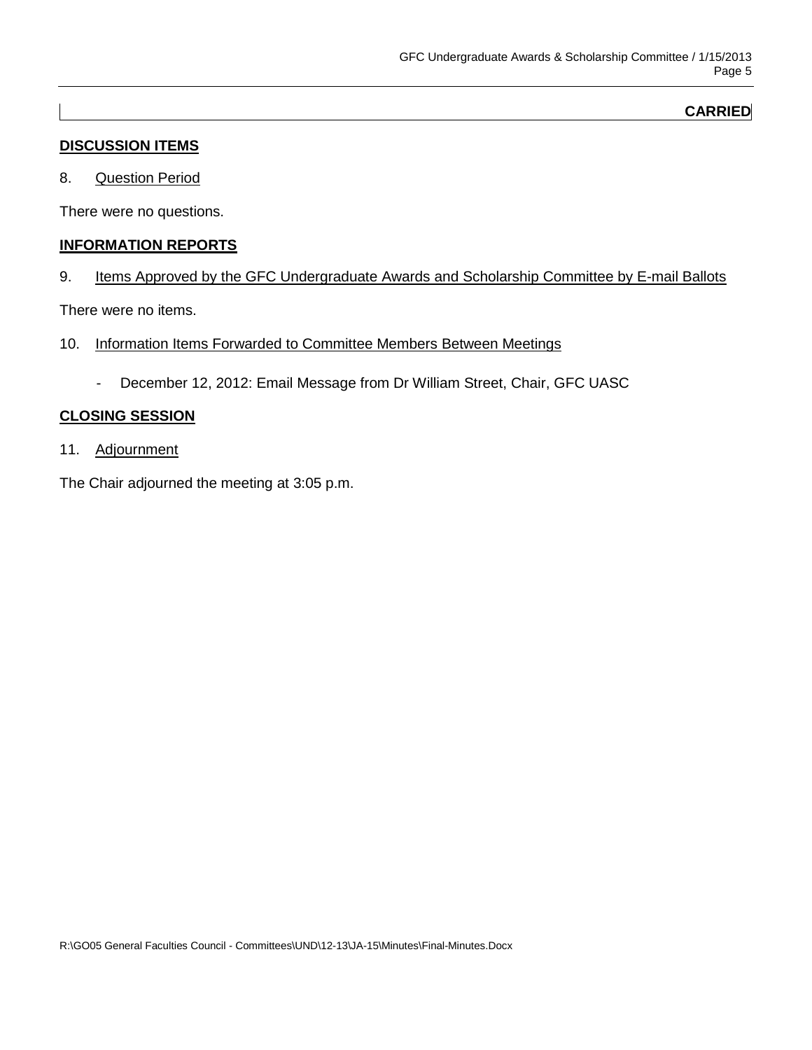**CARRIED**

**DISCUSSION ITEMS**

8. Question Period

There were no questions.

**INFORMATION REPORTS**

9. Items Approved by the GFC Undergraduate Awards and Scholarship Committee by E-mail Ballots

There were no items.

10. Information Items Forwarded to Committee Members Between Meetings

   - December 12, 2012: Email Message from Dr William Street, Chair, GFC UASC

**CLOSING SESSION**

11. Adjournment

The Chair adjourned the meeting at 3:05 p.m.

R:\GO05 General Faculties Council - Committees\UND\12-13\JA-15\Minutes\Final-Minutes.Docx